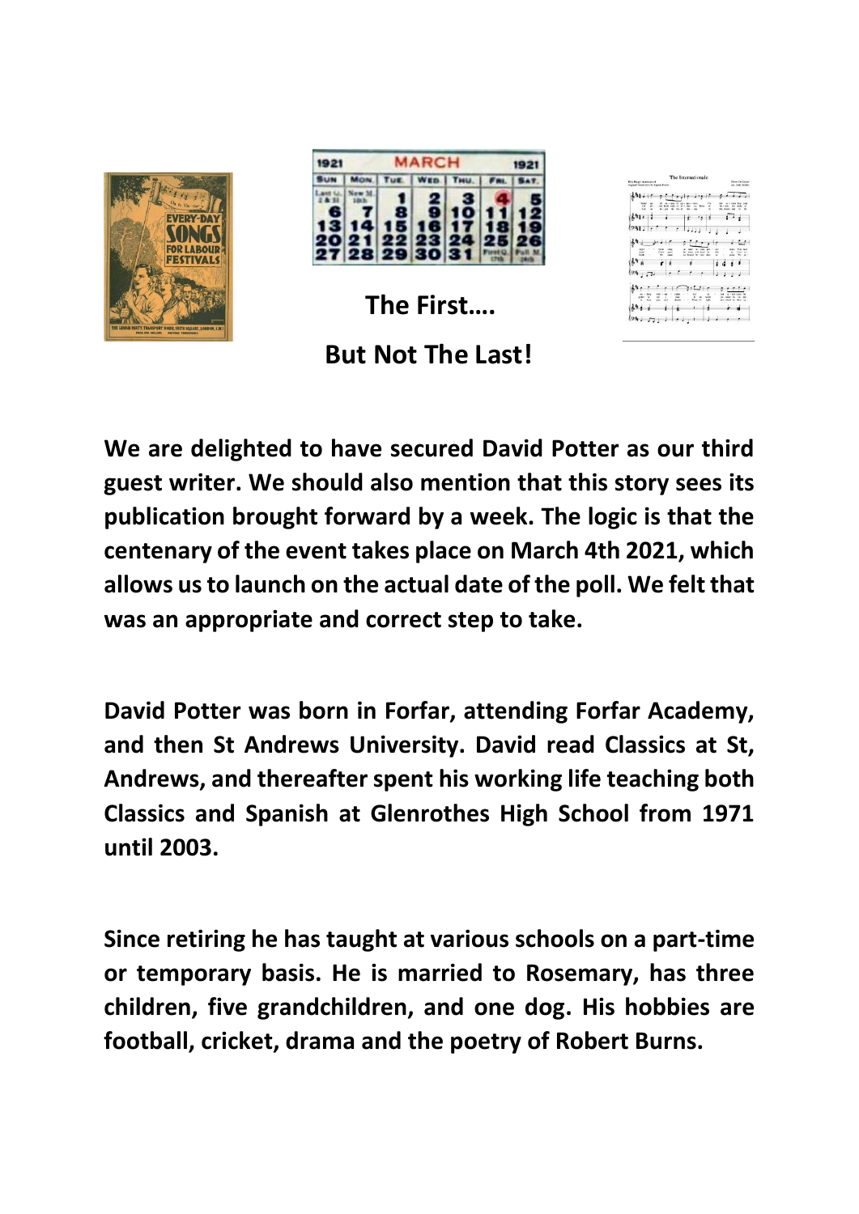## The First….

## But Not The Last!

**We are delighted to have secured David Potter as our third guest writer. We should also mention that this story sees its publication brought forward by a week. The logic is that the centenary of the event takes place on March 4th 2021, which allows us to launch on the actual date of the poll. We felt that was an appropriate and correct step to take.**

**David Potter was born in Forfar, attending Forfar Academy, and then St Andrews University. David read Classics at St, Andrews, and thereafter spent his working life teaching both Classics and Spanish at Glenrothes High School from 1971 until 2003.**

**Since retiring he has taught at various schools on a part-time or temporary basis. He is married to Rosemary, has three children, five grandchildren, and one dog. His hobbies are football, cricket, drama and the poetry of Robert Burns.**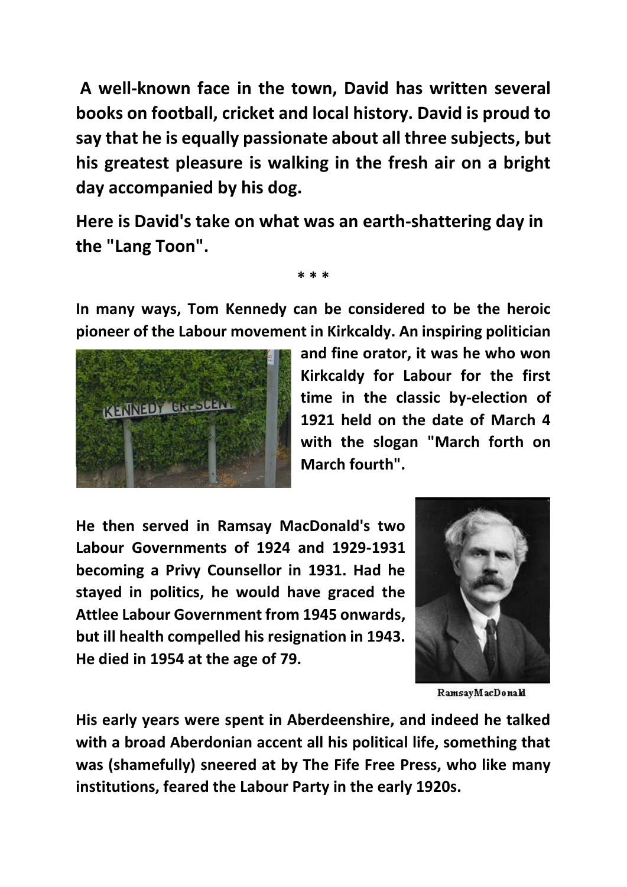**A well-known face in the town, David has written several books on football, cricket and local history. David is proud to say that he is equally passionate about all three subjects, but his greatest pleasure is walking in the fresh air on a bright day accompanied by his dog.**

**Here is David's take on what was an earth-shattering day in the "Lang Toon".**

\* \* \*

**In many ways, Tom Kennedy can be considered to be the heroic pioneer of the Labour movement in Kirkcaldy. An inspiring politician and fine orator, it was he who won Kirkcaldy for Labour for the first time in the classic by-election of 1921 held on the date of March 4 with the slogan "March forth on March fourth".**

**He then served in Ramsay MacDonald's two Labour Governments of 1924 and 1929-1931 becoming a Privy Counsellor in 1931. Had he stayed in politics, he would have graced the Attlee Labour Government from 1945 onwards, but ill health compelled his resignation in 1943. He died in 1954 at the age of 79.**

RamsayMacDonald

**His early years were spent in Aberdeenshire, and indeed he talked with a broad Aberdonian accent all his political life, something that was (shamefully) sneered at by The Fife Free Press, who like many institutions, feared the Labour Party in the early 1920s.**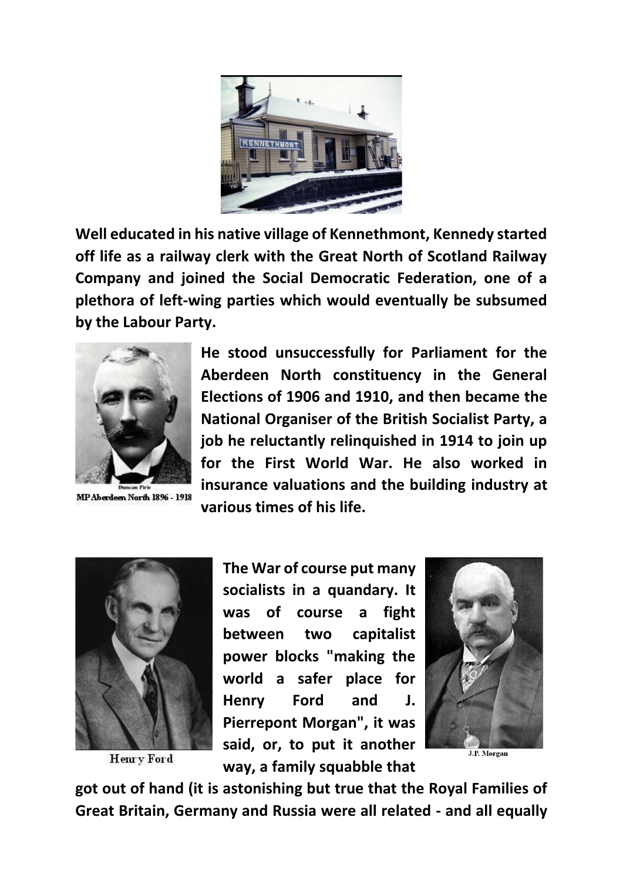**Well educated in his native village of Kennethmont, Kennedy started off life as a railway clerk with the Great North of Scotland Railway Company and joined the Social Democratic Federation, one of a plethora of left-wing parties which would eventually be subsumed by the Labour Party.**

Duncan Pirie
MP Aberdeen North 1896 - 1918

**He stood unsuccessfully for Parliament for the Aberdeen North constituency in the General Elections of 1906 and 1910, and then became the National Organiser of the British Socialist Party, a job he reluctantly relinquished in 1914 to join up for the First World War. He also worked in insurance valuations and the building industry at various times of his life.**

Henry Ford

J.P. Morgan

**The War of course put many socialists in a quandary. It was of course a fight between two capitalist power blocks "making the world a safer place for Henry Ford and J. Pierrepont Morgan", it was said, or, to put it another way, a family squabble that got out of hand (it is astonishing but true that the Royal Families of Great Britain, Germany and Russia were all related - and all equally**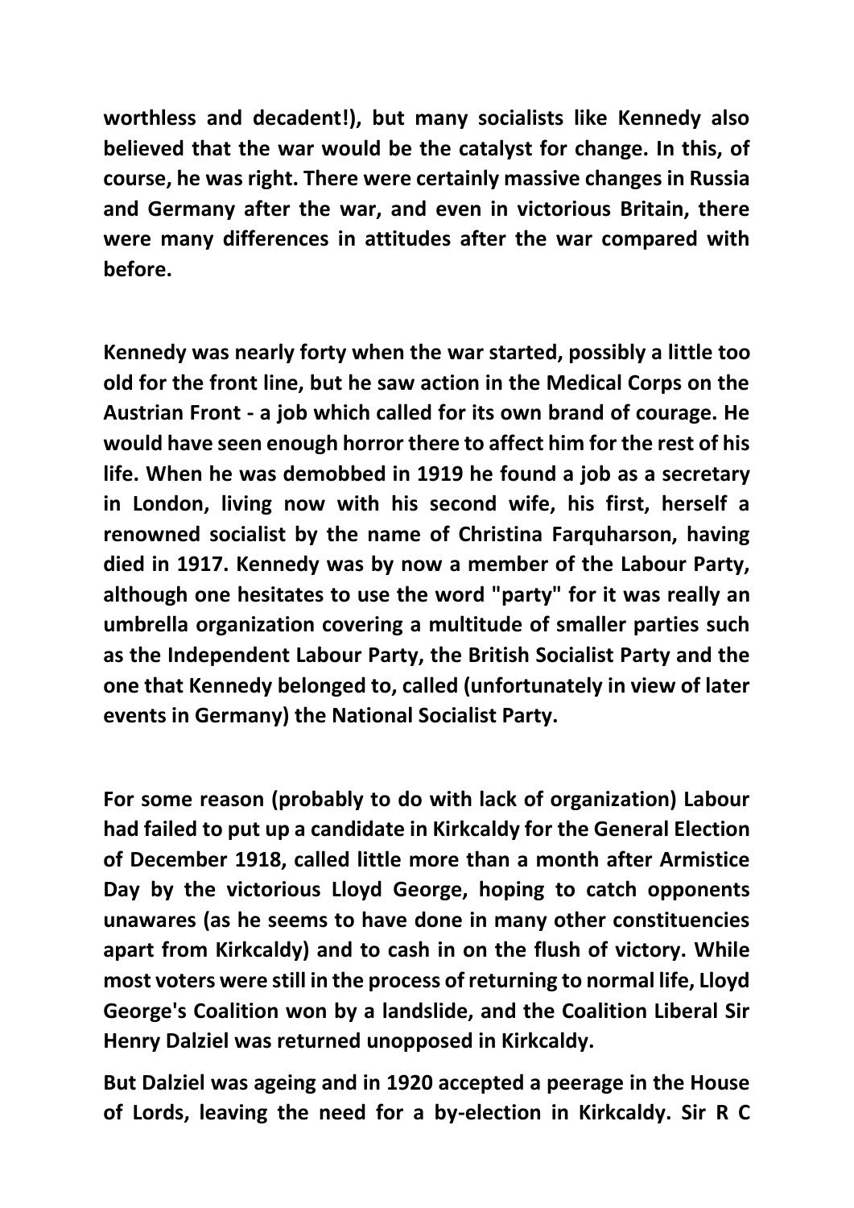**worthless and decadent!), but many socialists like Kennedy also believed that the war would be the catalyst for change. In this, of course, he was right. There were certainly massive changes in Russia and Germany after the war, and even in victorious Britain, there were many differences in attitudes after the war compared with before.**

**Kennedy was nearly forty when the war started, possibly a little too old for the front line, but he saw action in the Medical Corps on the Austrian Front - a job which called for its own brand of courage. He would have seen enough horror there to affect him for the rest of his life. When he was demobbed in 1919 he found a job as a secretary in London, living now with his second wife, his first, herself a renowned socialist by the name of Christina Farquharson, having died in 1917. Kennedy was by now a member of the Labour Party, although one hesitates to use the word "party" for it was really an umbrella organization covering a multitude of smaller parties such as the Independent Labour Party, the British Socialist Party and the one that Kennedy belonged to, called (unfortunately in view of later events in Germany) the National Socialist Party.**

**For some reason (probably to do with lack of organization) Labour had failed to put up a candidate in Kirkcaldy for the General Election of December 1918, called little more than a month after Armistice Day by the victorious Lloyd George, hoping to catch opponents unawares (as he seems to have done in many other constituencies apart from Kirkcaldy) and to cash in on the flush of victory. While most voters were still in the process of returning to normal life, Lloyd George's Coalition won by a landslide, and the Coalition Liberal Sir Henry Dalziel was returned unopposed in Kirkcaldy.**

**But Dalziel was ageing and in 1920 accepted a peerage in the House of Lords, leaving the need for a by-election in Kirkcaldy. Sir R C**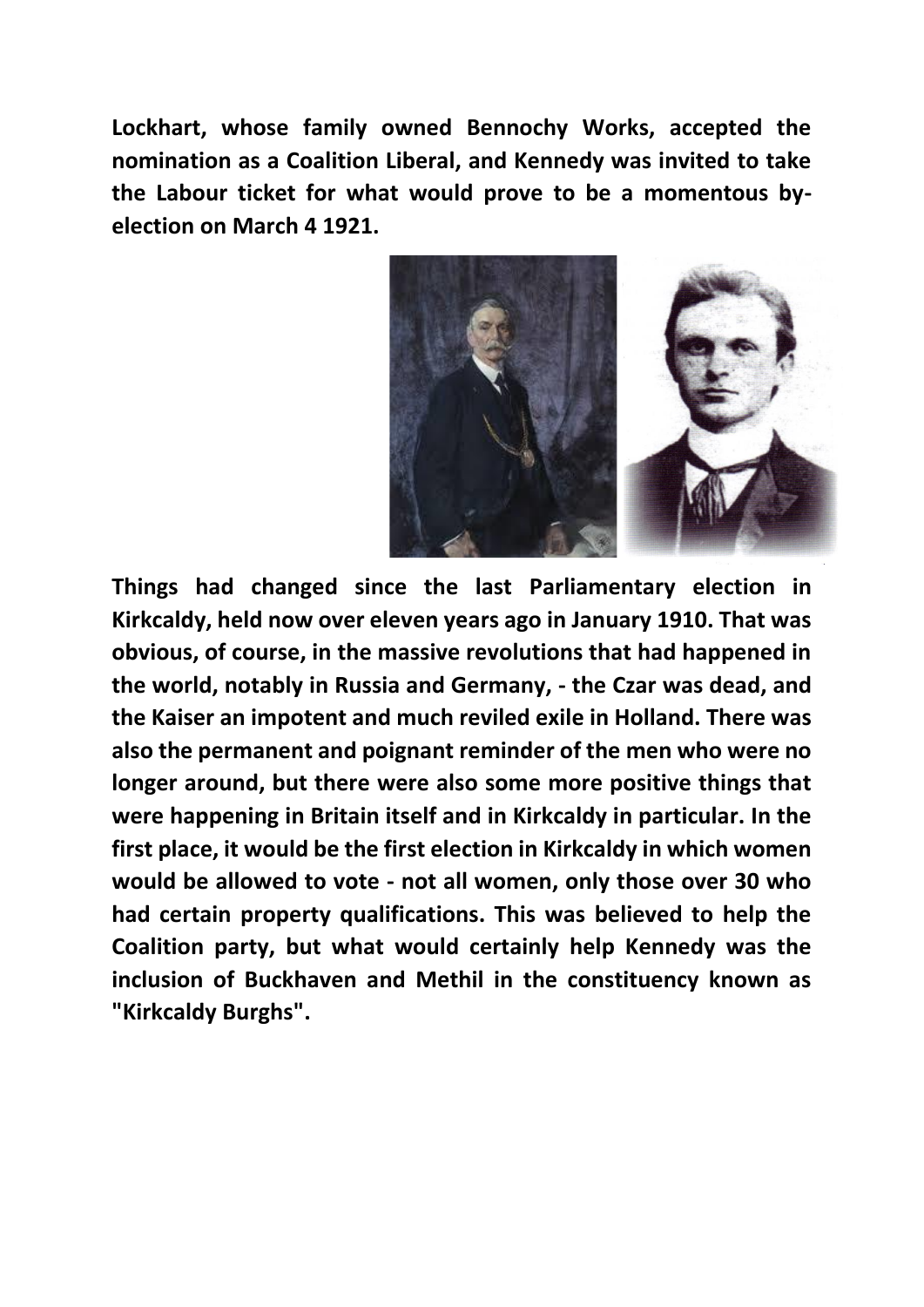**Lockhart, whose family owned Bennochy Works, accepted the nomination as a Coalition Liberal, and Kennedy was invited to take the Labour ticket for what would prove to be a momentous by-election on March 4 1921.**

**Things had changed since the last Parliamentary election in Kirkcaldy, held now over eleven years ago in January 1910. That was obvious, of course, in the massive revolutions that had happened in the world, notably in Russia and Germany, - the Czar was dead, and the Kaiser an impotent and much reviled exile in Holland. There was also the permanent and poignant reminder of the men who were no longer around, but there were also some more positive things that were happening in Britain itself and in Kirkcaldy in particular. In the first place, it would be the first election in Kirkcaldy in which women would be allowed to vote - not all women, only those over 30 who had certain property qualifications. This was believed to help the Coalition party, but what would certainly help Kennedy was the inclusion of Buckhaven and Methil in the constituency known as "Kirkcaldy Burghs".**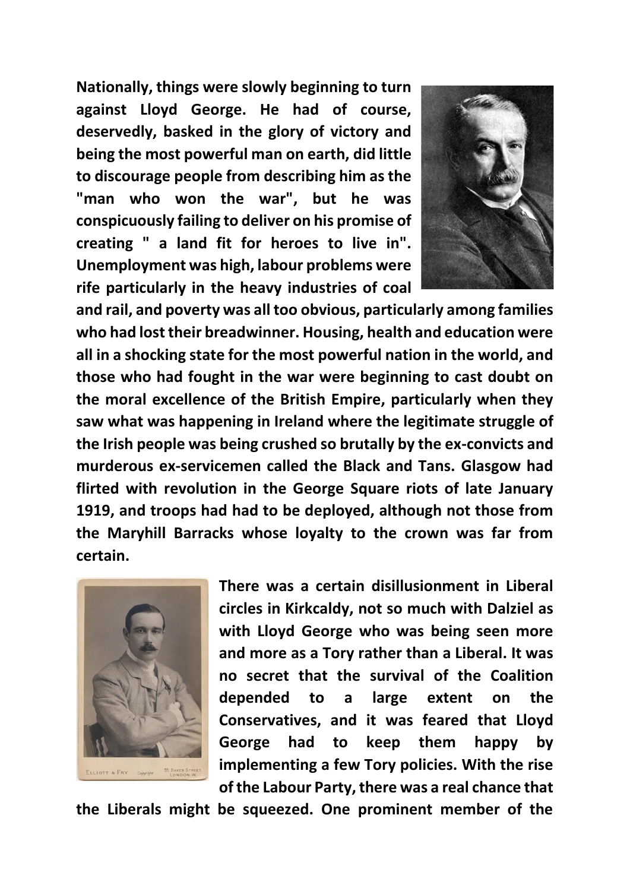**Nationally, things were slowly beginning to turn against Lloyd George. He had of course, deservedly, basked in the glory of victory and being the most powerful man on earth, did little to discourage people from describing him as the "man who won the war", but he was conspicuously failing to deliver on his promise of creating " a land fit for heroes to live in". Unemployment was high, labour problems were rife particularly in the heavy industries of coal and rail, and poverty was all too obvious, particularly among families who had lost their breadwinner. Housing, health and education were all in a shocking state for the most powerful nation in the world, and those who had fought in the war were beginning to cast doubt on the moral excellence of the British Empire, particularly when they saw what was happening in Ireland where the legitimate struggle of the Irish people was being crushed so brutally by the ex-convicts and murderous ex-servicemen called the Black and Tans. Glasgow had flirted with revolution in the George Square riots of late January 1919, and troops had had to be deployed, although not those from the Maryhill Barracks whose loyalty to the crown was far from certain.**

**There was a certain disillusionment in Liberal circles in Kirkcaldy, not so much with Dalziel as with Lloyd George who was being seen more and more as a Tory rather than a Liberal. It was no secret that the survival of the Coalition depended to a large extent on the Conservatives, and it was feared that Lloyd George had to keep them happy by implementing a few Tory policies. With the rise of the Labour Party, there was a real chance that the Liberals might be squeezed. One prominent member of the**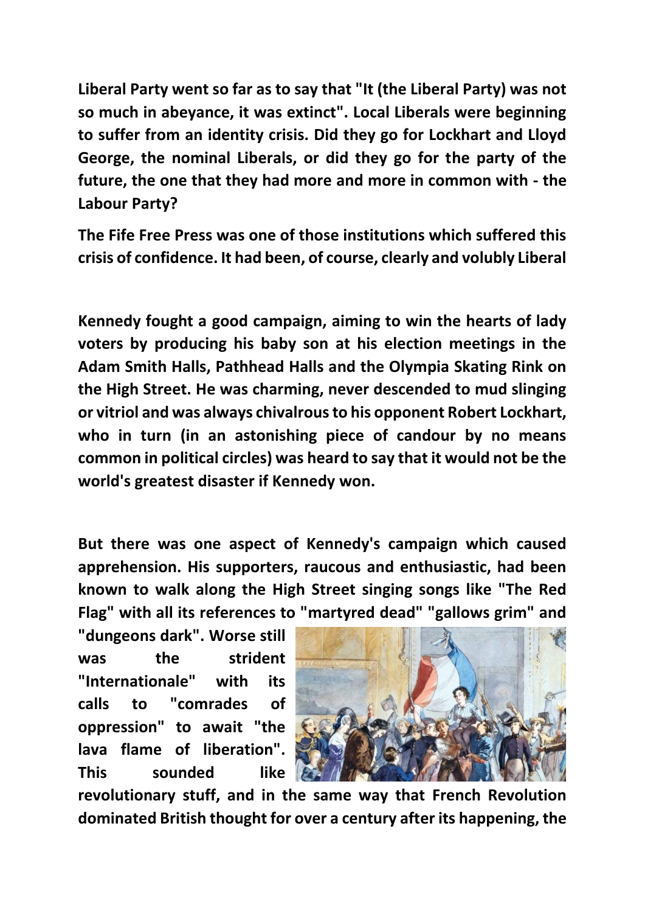**Liberal Party went so far as to say that "It (the Liberal Party) was not so much in abeyance, it was extinct". Local Liberals were beginning to suffer from an identity crisis. Did they go for Lockhart and Lloyd George, the nominal Liberals, or did they go for the party of the future, the one that they had more and more in common with - the Labour Party?**

**The Fife Free Press was one of those institutions which suffered this crisis of confidence. It had been, of course, clearly and volubly Liberal**

**Kennedy fought a good campaign, aiming to win the hearts of lady voters by producing his baby son at his election meetings in the Adam Smith Halls, Pathhead Halls and the Olympia Skating Rink on the High Street. He was charming, never descended to mud slinging or vitriol and was always chivalrous to his opponent Robert Lockhart, who in turn (in an astonishing piece of candour by no means common in political circles) was heard to say that it would not be the world's greatest disaster if Kennedy won.**

**But there was one aspect of Kennedy's campaign which caused apprehension. His supporters, raucous and enthusiastic, had been known to walk along the High Street singing songs like "The Red Flag" with all its references to "martyred dead" "gallows grim" and "dungeons dark". Worse still was the strident "Internationale" with its calls to "comrades of oppression" to await "the lava flame of liberation". This sounded like revolutionary stuff, and in the same way that French Revolution dominated British thought for over a century after its happening, the**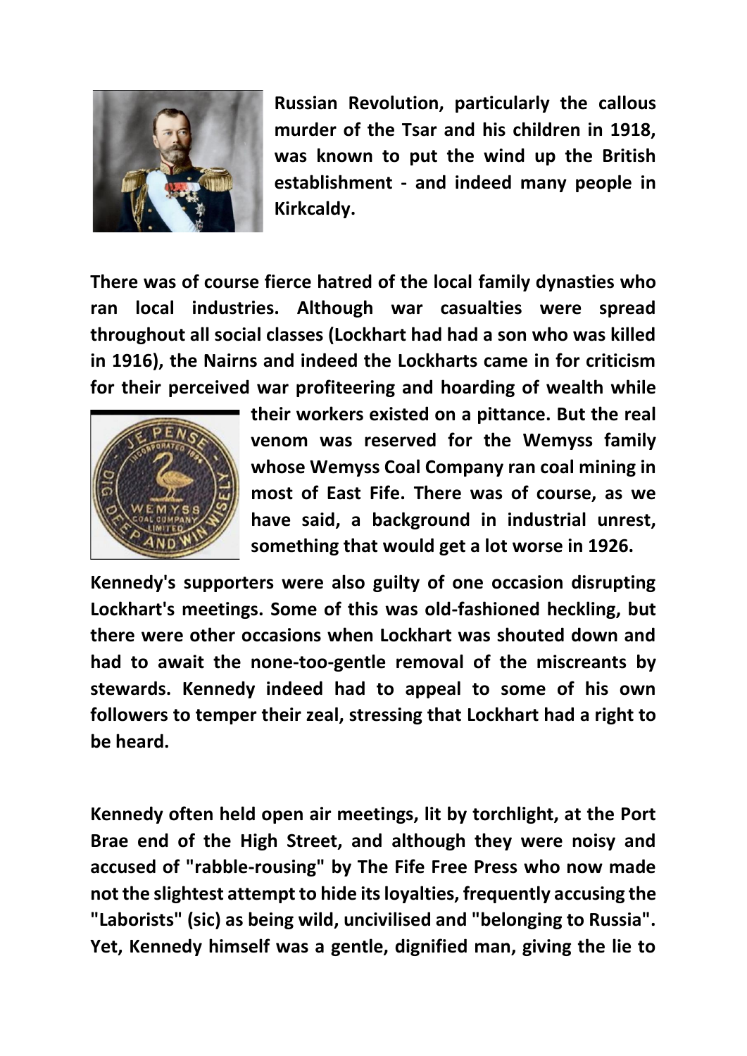**Russian Revolution, particularly the callous murder of the Tsar and his children in 1918, was known to put the wind up the British establishment - and indeed many people in Kirkcaldy.**

**There was of course fierce hatred of the local family dynasties who ran local industries. Although war casualties were spread throughout all social classes (Lockhart had had a son who was killed in 1916), the Nairns and indeed the Lockharts came in for criticism for their perceived war profiteering and hoarding of wealth while their workers existed on a pittance. But the real venom was reserved for the Wemyss family whose Wemyss Coal Company ran coal mining in most of East Fife. There was of course, as we have said, a background in industrial unrest, something that would get a lot worse in 1926.**

**Kennedy's supporters were also guilty of one occasion disrupting Lockhart's meetings. Some of this was old-fashioned heckling, but there were other occasions when Lockhart was shouted down and had to await the none-too-gentle removal of the miscreants by stewards. Kennedy indeed had to appeal to some of his own followers to temper their zeal, stressing that Lockhart had a right to be heard.**

**Kennedy often held open air meetings, lit by torchlight, at the Port Brae end of the High Street, and although they were noisy and accused of "rabble-rousing" by The Fife Free Press who now made not the slightest attempt to hide its loyalties, frequently accusing the "Laborists" (sic) as being wild, uncivilised and "belonging to Russia". Yet, Kennedy himself was a gentle, dignified man, giving the lie to**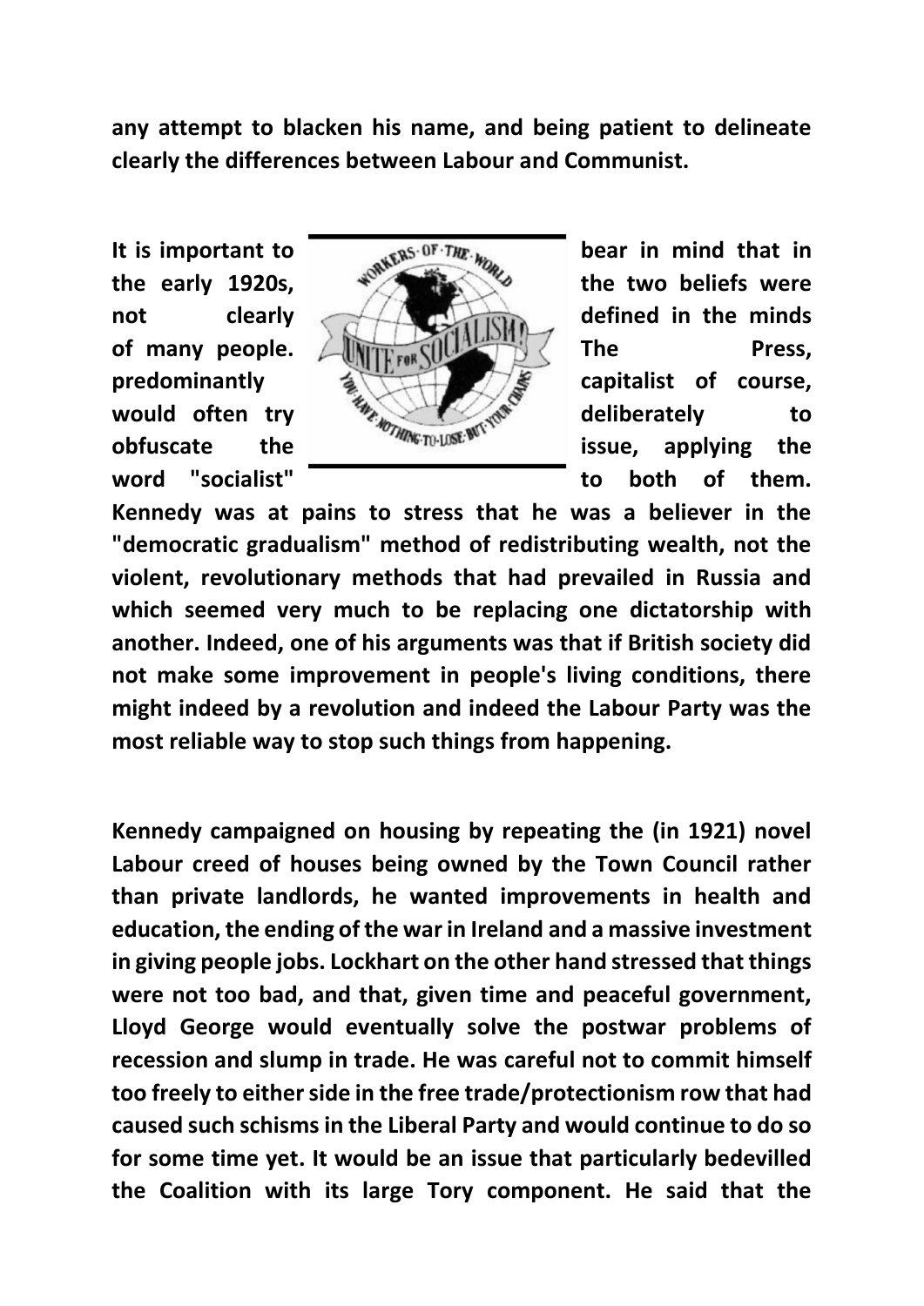**any attempt to blacken his name, and being patient to delineate clearly the differences between Labour and Communist.**

**It is important to bear in mind that in the early 1920s, the two beliefs were not clearly defined in the minds of many people. The Press, predominantly capitalist of course, would often try deliberately to obfuscate the issue, applying the word "socialist" to both of them. Kennedy was at pains to stress that he was a believer in the "democratic gradualism" method of redistributing wealth, not the violent, revolutionary methods that had prevailed in Russia and which seemed very much to be replacing one dictatorship with another. Indeed, one of his arguments was that if British society did not make some improvement in people's living conditions, there might indeed by a revolution and indeed the Labour Party was the most reliable way to stop such things from happening.**

**Kennedy campaigned on housing by repeating the (in 1921) novel Labour creed of houses being owned by the Town Council rather than private landlords, he wanted improvements in health and education, the ending of the war in Ireland and a massive investment in giving people jobs. Lockhart on the other hand stressed that things were not too bad, and that, given time and peaceful government, Lloyd George would eventually solve the postwar problems of recession and slump in trade. He was careful not to commit himself too freely to either side in the free trade/protectionism row that had caused such schisms in the Liberal Party and would continue to do so for some time yet. It would be an issue that particularly bedevilled the Coalition with its large Tory component. He said that the**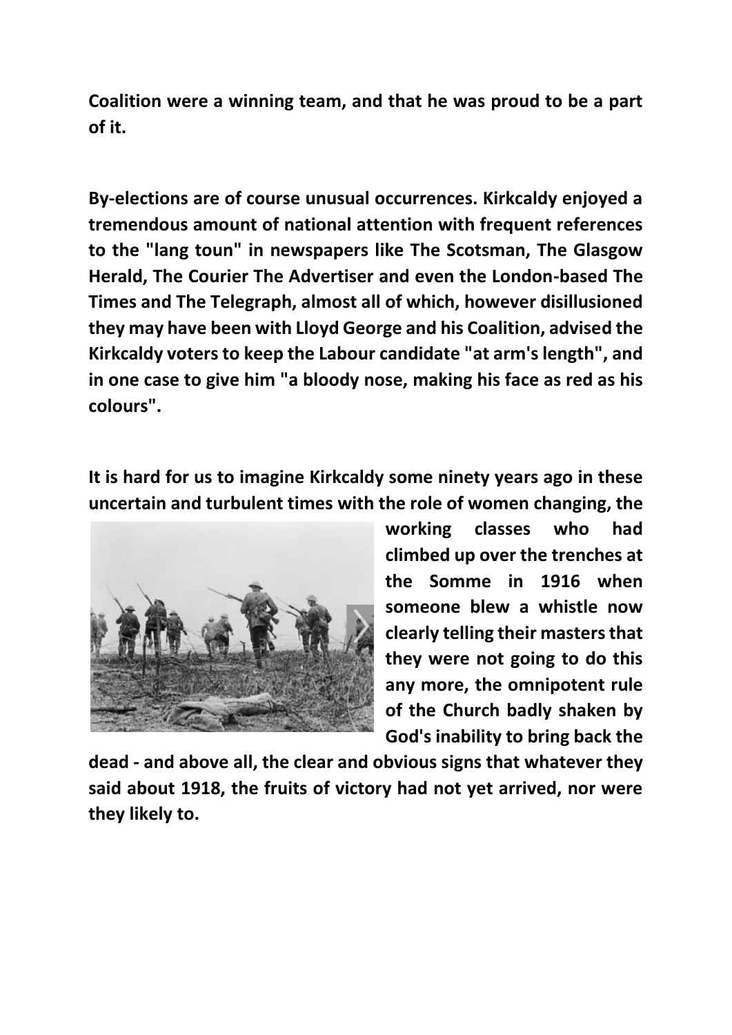**Coalition were a winning team, and that he was proud to be a part of it.**

**By-elections are of course unusual occurrences. Kirkcaldy enjoyed a tremendous amount of national attention with frequent references to the "lang toun" in newspapers like The Scotsman, The Glasgow Herald, The Courier The Advertiser and even the London-based The Times and The Telegraph, almost all of which, however disillusioned they may have been with Lloyd George and his Coalition, advised the Kirkcaldy voters to keep the Labour candidate "at arm's length", and in one case to give him "a bloody nose, making his face as red as his colours".**

**It is hard for us to imagine Kirkcaldy some ninety years ago in these uncertain and turbulent times with the role of women changing, the working classes who had climbed up over the trenches at the Somme in 1916 when someone blew a whistle now clearly telling their masters that they were not going to do this any more, the omnipotent rule of the Church badly shaken by God's inability to bring back the dead - and above all, the clear and obvious signs that whatever they said about 1918, the fruits of victory had not yet arrived, nor were they likely to.**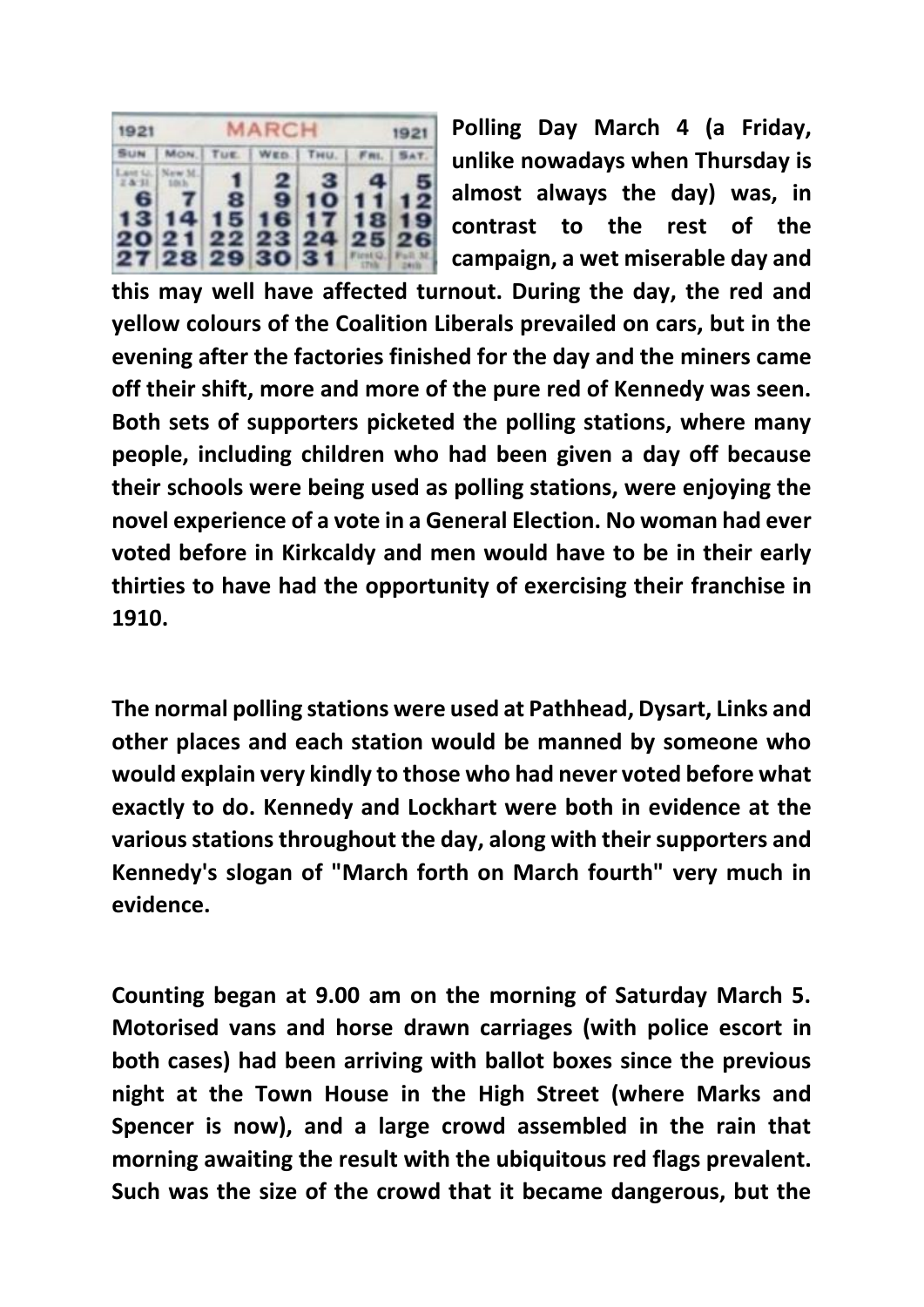**Polling Day March 4 (a Friday, unlike nowadays when Thursday is almost always the day) was, in contrast to the rest of the campaign, a wet miserable day and this may well have affected turnout. During the day, the red and yellow colours of the Coalition Liberals prevailed on cars, but in the evening after the factories finished for the day and the miners came off their shift, more and more of the pure red of Kennedy was seen. Both sets of supporters picketed the polling stations, where many people, including children who had been given a day off because their schools were being used as polling stations, were enjoying the novel experience of a vote in a General Election. No woman had ever voted before in Kirkcaldy and men would have to be in their early thirties to have had the opportunity of exercising their franchise in 1910.**

**The normal polling stations were used at Pathhead, Dysart, Links and other places and each station would be manned by someone who would explain very kindly to those who had never voted before what exactly to do. Kennedy and Lockhart were both in evidence at the various stations throughout the day, along with their supporters and Kennedy's slogan of "March forth on March fourth" very much in evidence.**

**Counting began at 9.00 am on the morning of Saturday March 5. Motorised vans and horse drawn carriages (with police escort in both cases) had been arriving with ballot boxes since the previous night at the Town House in the High Street (where Marks and Spencer is now), and a large crowd assembled in the rain that morning awaiting the result with the ubiquitous red flags prevalent. Such was the size of the crowd that it became dangerous, but the**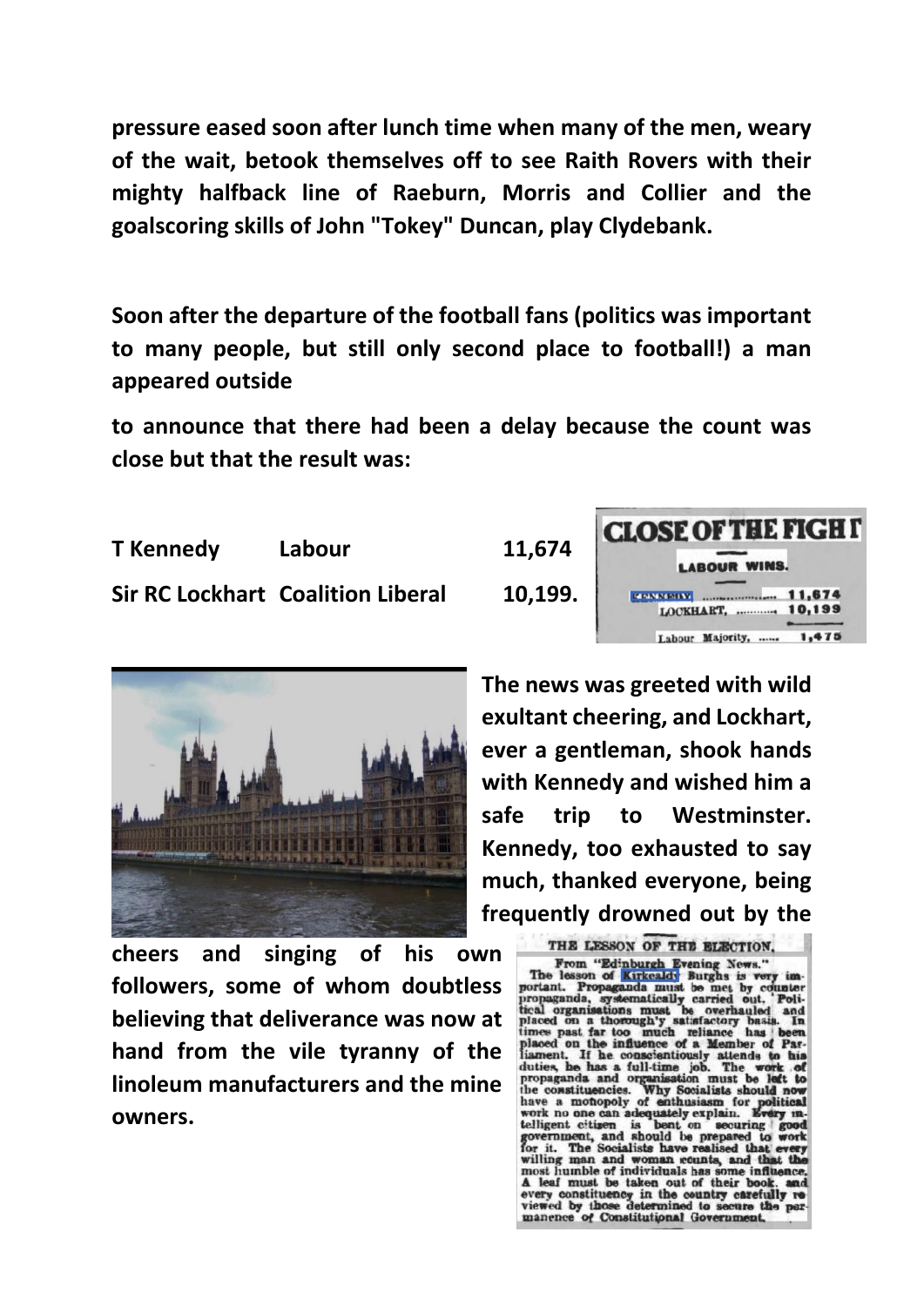**pressure eased soon after lunch time when many of the men, weary of the wait, betook themselves off to see Raith Rovers with their mighty halfback line of Raeburn, Morris and Collier and the goalscoring skills of John "Tokey" Duncan, play Clydebank.**

**Soon after the departure of the football fans (politics was important to many people, but still only second place to football!) a man appeared outside**

**to announce that there had been a delay because the count was close but that the result was:**

| | | |
|---|---|---|
| **T Kennedy** | **Labour** | **11,674** |
| **Sir RC Lockhart** | **Coalition Liberal** | **10,199.** |

**CLOSE OF THE FIGHT**

**LABOUR WINS.**

| | |
|---|---|
| KENNEDY, .................... | 11,674 |
| LOCKHART, ............ | 10,199 |
| Labour Majority, ...... | 1,475 |

**The news was greeted with wild exultant cheering, and Lockhart, ever a gentleman, shook hands with Kennedy and wished him a safe trip to Westminster. Kennedy, too exhausted to say much, thanked everyone, being frequently drowned out by the cheers and singing of his own followers, some of whom doubtless believing that deliverance was now at hand from the vile tyranny of the linoleum manufacturers and the mine owners.**

THE LESSON OF THE ELECTION.

From "Edinburgh Evening News."

The lesson of Kirkcaldy Burghs is very important. Propaganda must be met by counter propaganda, systematically carried out. Political organisations must be overhauled and placed on a thorough'y satisfactory basis. In times past far too much reliance has been placed on the influence of a Member of Parliament. If he conscientiously attends to his duties, he has a full-time job. The work of propaganda and organisation must be left to the constituencies. Why Socialists should now have a monopoly of enthusiasm for political work no one can adequately explain. Every intelligent citizen is bent on securing good government, and should be prepared to work for it. The Socialists have realised that every willing man and woman counts, and that the most humble of individuals has some influence. A leaf must be taken out of their book, and every constituency in the country carefully reviewed by those determined to secure the permanence of Constitutional Government.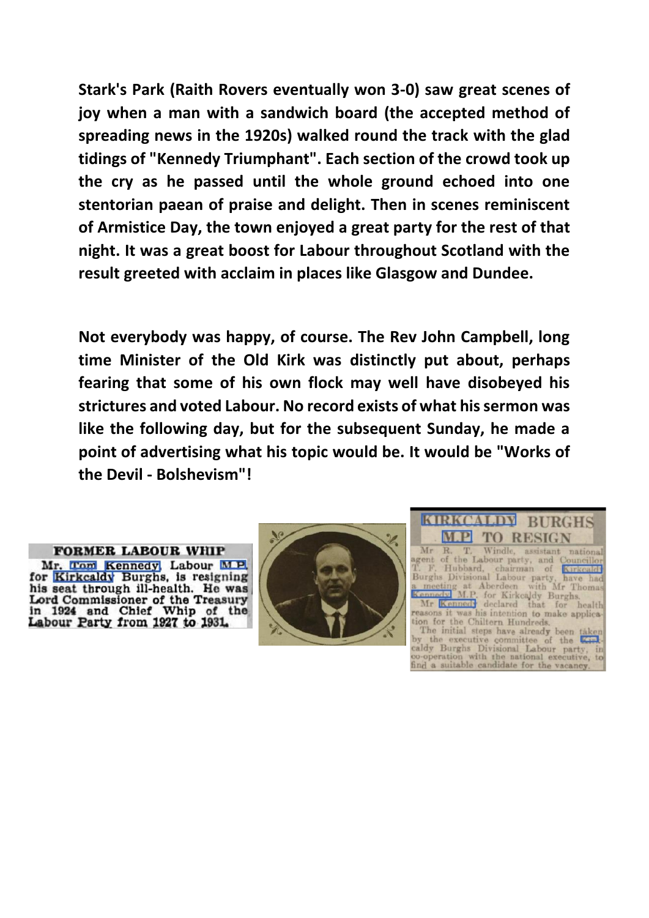**Stark's Park (Raith Rovers eventually won 3-0) saw great scenes of joy when a man with a sandwich board (the accepted method of spreading news in the 1920s) walked round the track with the glad tidings of "Kennedy Triumphant". Each section of the crowd took up the cry as he passed until the whole ground echoed into one stentorian paean of praise and delight. Then in scenes reminiscent of Armistice Day, the town enjoyed a great party for the rest of that night. It was a great boost for Labour throughout Scotland with the result greeted with acclaim in places like Glasgow and Dundee.**

**Not everybody was happy, of course. The Rev John Campbell, long time Minister of the Old Kirk was distinctly put about, perhaps fearing that some of his own flock may well have disobeyed his strictures and voted Labour. No record exists of what his sermon was like the following day, but for the subsequent Sunday, he made a point of advertising what his topic would be. It would be "Works of the Devil - Bolshevism"!**

**FORMER LABOUR WHIP**

Mr. Tom Kennedy, Labour M.P. for Kirkcaldy Burghs, is resigning his seat through ill-health. He was Lord Commissioner of the Treasury in 1924 and Chief Whip of the Labour Party from 1927 to 1931.

**KIRKCALDY BURGHS M.P. TO RESIGN**

Mr R. T. Windle, assistant national agent of the Labour party, and Councillor T. F. Hubbard, chairman of Kirkcaldy Burghs Divisional Labour party, have had a meeting at Aberdeen with Mr Thomas Kennedy M.P. for Kirkcaldy Burghs.

Mr Kennedy declared that for health reasons it was his intention to make application for the Chiltern Hundreds.

The initial steps have already been taken by the executive committee of the Kirkcaldy Burghs Divisional Labour party, in co-operation with the national executive, to find a suitable candidate for the vacancy.